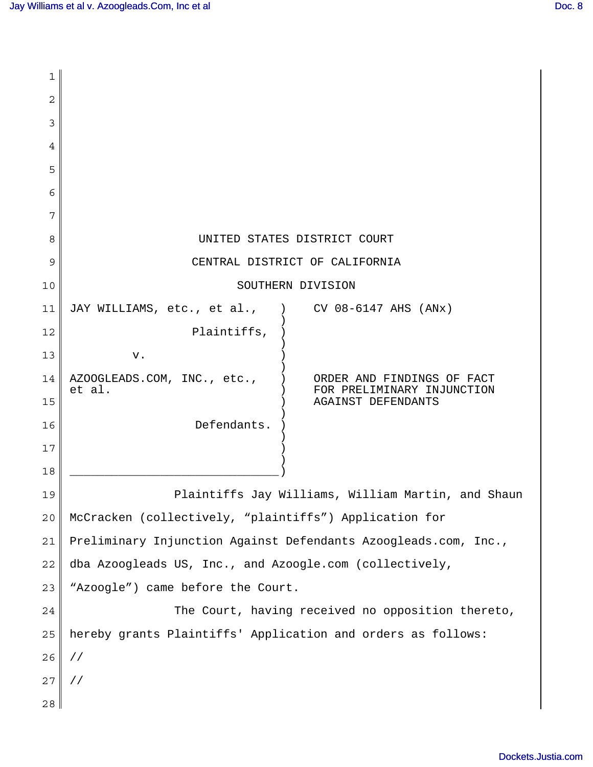UNITED STATES DISTRICT COURT

CENTRAL DISTRICT OF CALIFORNIA

SOUTHERN DIVISION

JAY WILLIAMS, etc., et al.,

Plaintiffs,

v.

AZOOGLEADS.COM, INC., etc., et al.

Defendants.

CV 08-6147 AHS (ANx)

ORDER AND FINDINGS OF FACT FOR PRELIMINARY INJUNCTION AGAINST DEFENDANTS

Plaintiffs Jay Williams, William Martin, and Shaun McCracken (collectively, "plaintiffs") Application for Preliminary Injunction Against Defendants Azoogleads.com, Inc., dba Azoogleads US, Inc., and Azoogle.com (collectively, "Azoogle") came before the Court.

The Court, having received no opposition thereto, hereby grants Plaintiffs' Application and orders as follows:

//

//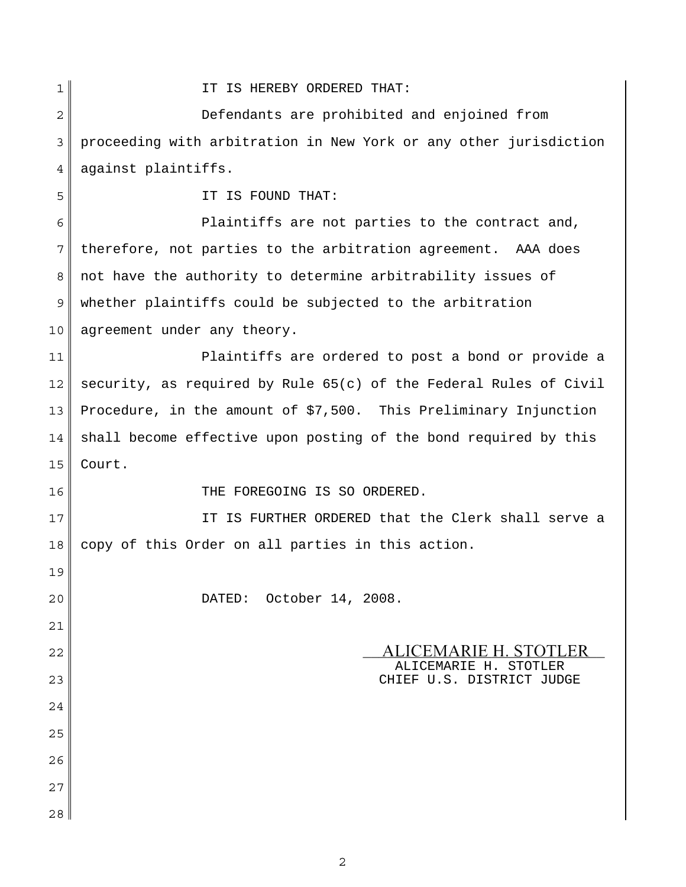IT IS HEREBY ORDERED THAT:

Defendants are prohibited and enjoined from proceeding with arbitration in New York or any other jurisdiction against plaintiffs.

IT IS FOUND THAT:

Plaintiffs are not parties to the contract and, therefore, not parties to the arbitration agreement. AAA does not have the authority to determine arbitrability issues of whether plaintiffs could be subjected to the arbitration agreement under any theory.

Plaintiffs are ordered to post a bond or provide a security, as required by Rule 65(c) of the Federal Rules of Civil Procedure, in the amount of $7,500. This Preliminary Injunction shall become effective upon posting of the bond required by this Court.

THE FOREGOING IS SO ORDERED.

IT IS FURTHER ORDERED that the Clerk shall serve a copy of this Order on all parties in this action.

DATED: October 14, 2008.

ALICEMARIE H. STOTLER

ALICEMARIE H. STOTLER
CHIEF U.S. DISTRICT JUDGE